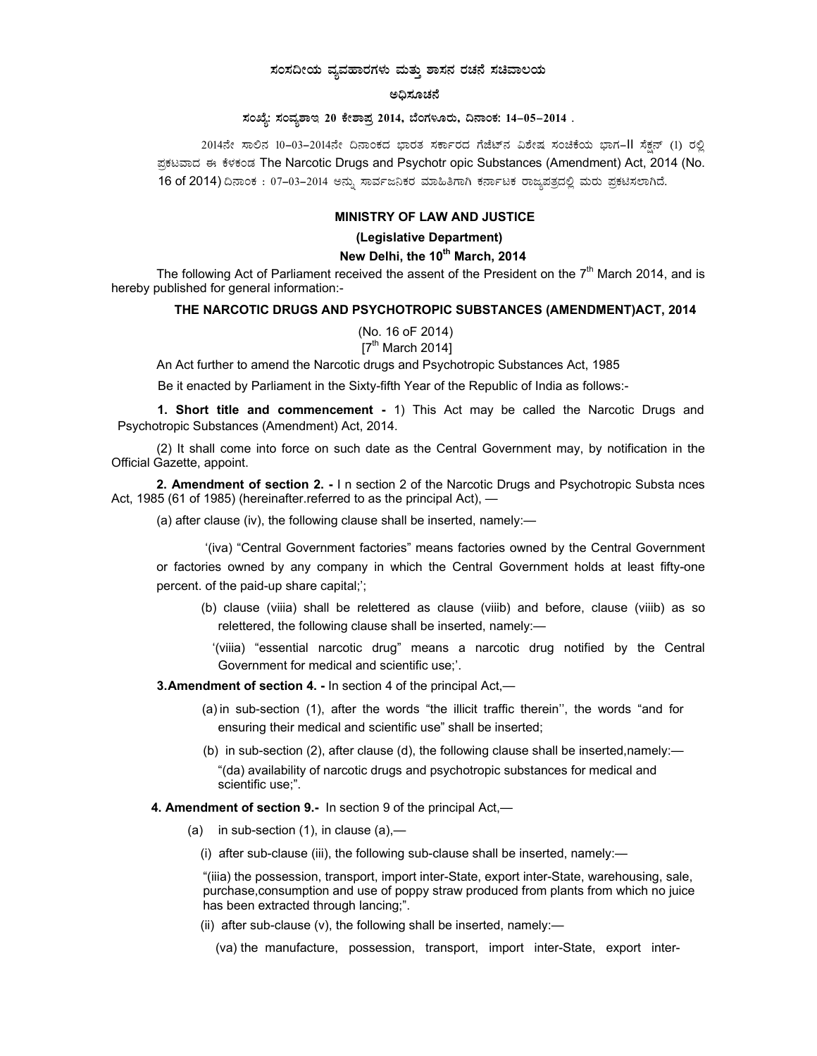**ಸಂಸದೀಯ ವ್ಯವಹಾರಗಳು ಮತ್ತು ಶಾಸನ ರಚನೆ ಸಚಿವಾಲಯ**

**ಅಧಿಸೂಚನೆ**

**ಸಂಖ್ಯೆ: ಸಂವ್ಯಶಾಇ 20 ಕೇಶಾಪ್ರ 2014, ಬೆಂಗಳೂರು, ದಿನಾಂಕ: 14–05–2014 .**

2014ನೇ ಸಾಲಿನ 10–03–2014ನೇ ದಿನಾಂಕದ ಭಾರತ ಸರ್ಕಾರದ ಗೆಜೆಟ್‌ನ ವಿಶೇಷ ಸಂಚಿಕೆಯ ಭಾಗ–II ಸೆಕ್ಷನ್ (1) ರಲ್ಲಿ ಪ್ರಕಟವಾದ ಈ ಕೆಳಕಂಡ The Narcotic Drugs and Psychotr opic Substances (Amendment) Act, 2014 (No. 16 of 2014) ದಿನಾಂಕ : 07–03–2014 ಅನ್ನು ಸಾರ್ವಜನಿಕರ ಮಾಹಿತಿಗಾಗಿ ಕರ್ನಾಟಕ ರಾಜ್ಯಪತ್ರದಲ್ಲಿ ಮರು ಪ್ರಕಟಿಸಲಾಗಿದೆ.

**MINISTRY OF LAW AND JUSTICE**

**(Legislative Department)**

**New Delhi, the 10th March, 2014**

The following Act of Parliament received the assent of the President on the 7th March 2014, and is hereby published for general information:-

**THE NARCOTIC DRUGS AND PSYCHOTROPIC SUBSTANCES (AMENDMENT)ACT, 2014**

(No. 16 oF 2014)
[7th March 2014]

An Act further to amend the Narcotic drugs and Psychotropic Substances Act, 1985

Be it enacted by Parliament in the Sixty-fifth Year of the Republic of India as follows:-

**1. Short title and commencement -** 1) This Act may be called the Narcotic Drugs and Psychotropic Substances (Amendment) Act, 2014.

(2) It shall come into force on such date as the Central Government may, by notification in the Official Gazette, appoint.

**2. Amendment of section 2. -** I n section 2 of the Narcotic Drugs and Psychotropic Substa nces Act, 1985 (61 of 1985) (hereinafter.referred to as the principal Act), —

(a) after clause (iv), the following clause shall be inserted, namely:—

'(iva) "Central Government factories" means factories owned by the Central Government or factories owned by any company in which the Central Government holds at least fifty-one percent. of the paid-up share capital;';

(b) clause (viiia) shall be relettered as clause (viiib) and before, clause (viiib) as so relettered, the following clause shall be inserted, namely:—

'(viiia) "essential narcotic drug" means a narcotic drug notified by the Central Government for medical and scientific use;'.

**3.Amendment of section 4. -** In section 4 of the principal Act,—

(a) in sub-section (1), after the words "the illicit traffic therein'', the words "and for ensuring their medical and scientific use" shall be inserted;

(b) in sub-section (2), after clause (d), the following clause shall be inserted,namely:—
"(da) availability of narcotic drugs and psychotropic substances for medical and scientific use;".

**4. Amendment of section 9.-** In section 9 of the principal Act,—

(a) in sub-section (1), in clause (a),—

(i) after sub-clause (iii), the following sub-clause shall be inserted, namely:—

"(iiia) the possession, transport, import inter-State, export inter-State, warehousing, sale, purchase,consumption and use of poppy straw produced from plants from which no juice has been extracted through lancing;".

(ii) after sub-clause (v), the following shall be inserted, namely:—

(va) the manufacture, possession, transport, import inter-State, export inter-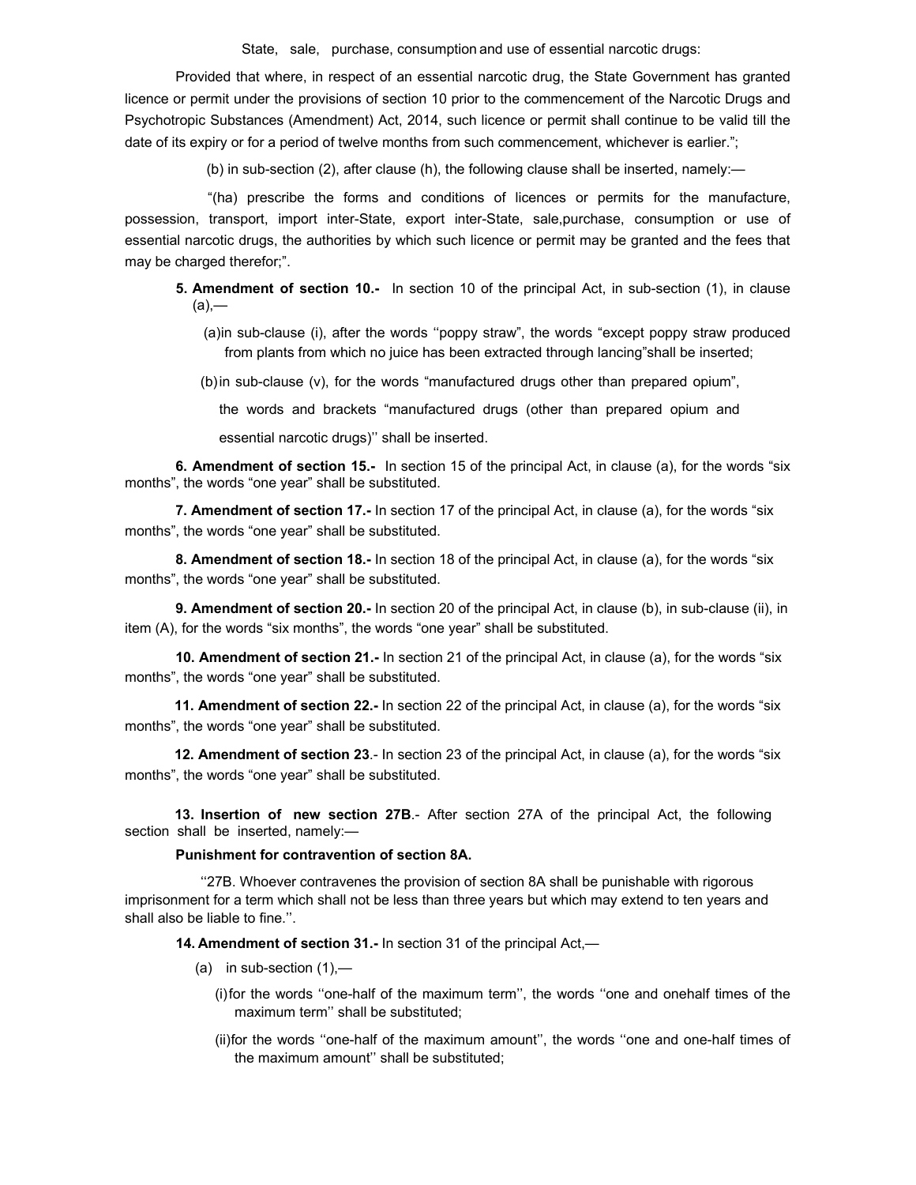State, sale, purchase, consumption and use of essential narcotic drugs:

Provided that where, in respect of an essential narcotic drug, the State Government has granted licence or permit under the provisions of section 10 prior to the commencement of the Narcotic Drugs and Psychotropic Substances (Amendment) Act, 2014, such licence or permit shall continue to be valid till the date of its expiry or for a period of twelve months from such commencement, whichever is earlier.";

(b) in sub-section (2), after clause (h), the following clause shall be inserted, namely:—

"(ha) prescribe the forms and conditions of licences or permits for the manufacture, possession, transport, import inter-State, export inter-State, sale,purchase, consumption or use of essential narcotic drugs, the authorities by which such licence or permit may be granted and the fees that may be charged therefor;".

**5. Amendment of section 10.-** In section 10 of the principal Act, in sub-section (1), in clause (a),—

(a) in sub-clause (i), after the words ''poppy straw", the words "except poppy straw produced from plants from which no juice has been extracted through lancing"shall be inserted;

(b) in sub-clause (v), for the words "manufactured drugs other than prepared opium", the words and brackets "manufactured drugs (other than prepared opium and essential narcotic drugs)'' shall be inserted.

**6. Amendment of section 15.-** In section 15 of the principal Act, in clause (a), for the words "six months", the words "one year" shall be substituted.

**7. Amendment of section 17.-** In section 17 of the principal Act, in clause (a), for the words "six months", the words "one year" shall be substituted.

**8. Amendment of section 18.-** In section 18 of the principal Act, in clause (a), for the words "six months", the words "one year" shall be substituted.

**9. Amendment of section 20.-** In section 20 of the principal Act, in clause (b), in sub-clause (ii), in item (A), for the words "six months", the words "one year" shall be substituted.

**10. Amendment of section 21.-** In section 21 of the principal Act, in clause (a), for the words "six months", the words "one year" shall be substituted.

**11. Amendment of section 22.-** In section 22 of the principal Act, in clause (a), for the words "six months", the words "one year" shall be substituted.

**12. Amendment of section 23**.- In section 23 of the principal Act, in clause (a), for the words "six months", the words "one year" shall be substituted.

**13. Insertion of new section 27B**.- After section 27A of the principal Act, the following section shall be inserted, namely:—

**Punishment for contravention of section 8A.**

''27B. Whoever contravenes the provision of section 8A shall be punishable with rigorous imprisonment for a term which shall not be less than three years but which may extend to ten years and shall also be liable to fine.''.

**14. Amendment of section 31.-** In section 31 of the principal Act,—

(a) in sub-section (1),—

(i) for the words ''one-half of the maximum term'', the words ''one and onehalf times of the maximum term'' shall be substituted;

(ii) for the words ''one-half of the maximum amount'', the words ''one and one-half times of the maximum amount'' shall be substituted;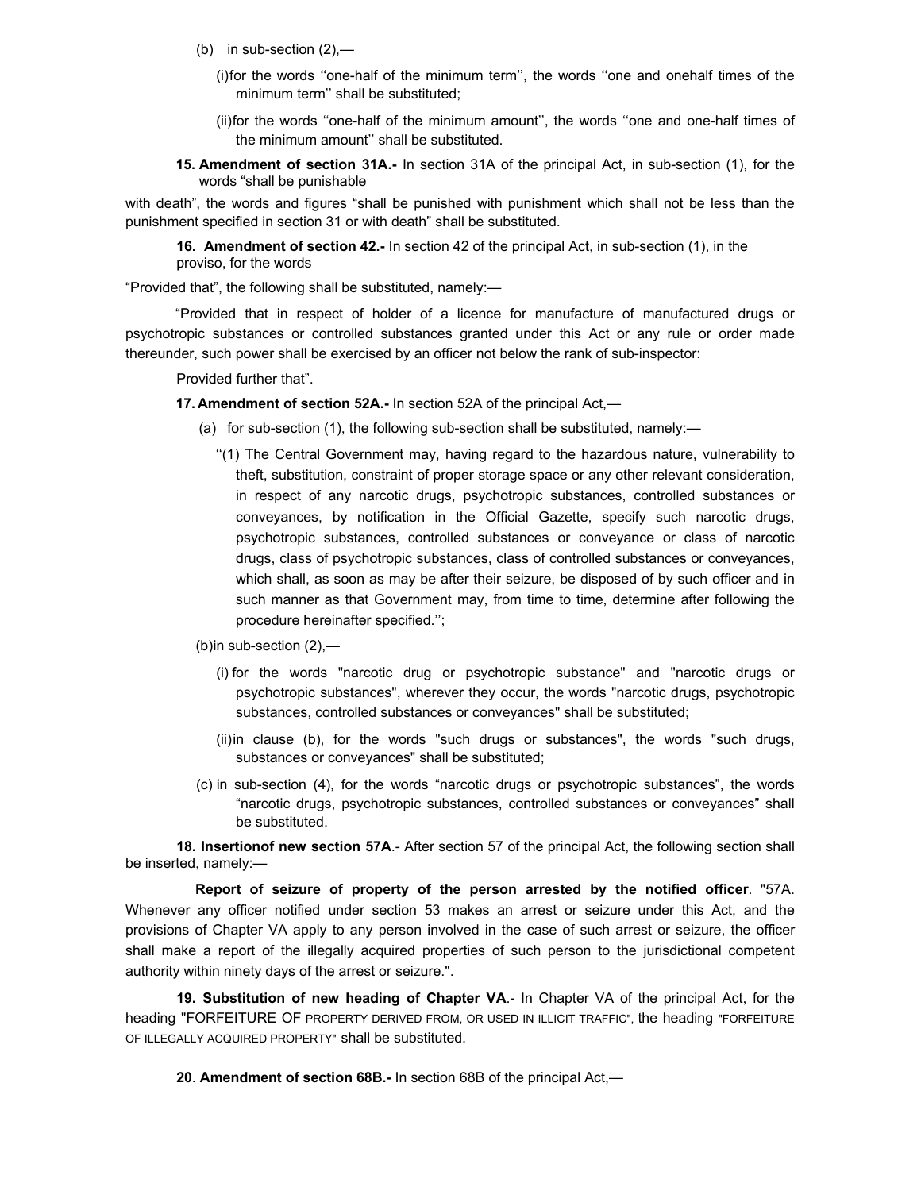(b) in sub-section (2),—

(i) for the words ''one-half of the minimum term'', the words ''one and onehalf times of the minimum term'' shall be substituted;

(ii) for the words ''one-half of the minimum amount'', the words ''one and one-half times of the minimum amount'' shall be substituted.

**15. Amendment of section 31A.-** In section 31A of the principal Act, in sub-section (1), for the words "shall be punishable with death", the words and figures "shall be punished with punishment which shall not be less than the punishment specified in section 31 or with death" shall be substituted.

**16. Amendment of section 42.-** In section 42 of the principal Act, in sub-section (1), in the proviso, for the words "Provided that", the following shall be substituted, namely:—

"Provided that in respect of holder of a licence for manufacture of manufactured drugs or psychotropic substances or controlled substances granted under this Act or any rule or order made thereunder, such power shall be exercised by an officer not below the rank of sub-inspector:

Provided further that".

**17. Amendment of section 52A.-** In section 52A of the principal Act,—

(a) for sub-section (1), the following sub-section shall be substituted, namely:—

''(1) The Central Government may, having regard to the hazardous nature, vulnerability to theft, substitution, constraint of proper storage space or any other relevant consideration, in respect of any narcotic drugs, psychotropic substances, controlled substances or conveyances, by notification in the Official Gazette, specify such narcotic drugs, psychotropic substances, controlled substances or conveyance or class of narcotic drugs, class of psychotropic substances, class of controlled substances or conveyances, which shall, as soon as may be after their seizure, be disposed of by such officer and in such manner as that Government may, from time to time, determine after following the procedure hereinafter specified.'';

(b) in sub-section (2),—

(i) for the words "narcotic drug or psychotropic substance" and "narcotic drugs or psychotropic substances", wherever they occur, the words "narcotic drugs, psychotropic substances, controlled substances or conveyances" shall be substituted;

(ii) in clause (b), for the words "such drugs or substances", the words "such drugs, substances or conveyances" shall be substituted;

(c) in sub-section (4), for the words "narcotic drugs or psychotropic substances", the words "narcotic drugs, psychotropic substances, controlled substances or conveyances" shall be substituted.

**18. Insertionof new section 57A**.- After section 57 of the principal Act, the following section shall be inserted, namely:—

**Report of seizure of property of the person arrested by the notified officer**. "57A. Whenever any officer notified under section 53 makes an arrest or seizure under this Act, and the provisions of Chapter VA apply to any person involved in the case of such arrest or seizure, the officer shall make a report of the illegally acquired properties of such person to the jurisdictional competent authority within ninety days of the arrest or seizure.".

**19. Substitution of new heading of Chapter VA**.- In Chapter VA of the principal Act, for the heading "FORFEITURE OF PROPERTY DERIVED FROM, OR USED IN ILLICIT TRAFFIC", the heading "FORFEITURE OF ILLEGALLY ACQUIRED PROPERTY" shall be substituted.

**20**. **Amendment of section 68B.-** In section 68B of the principal Act,—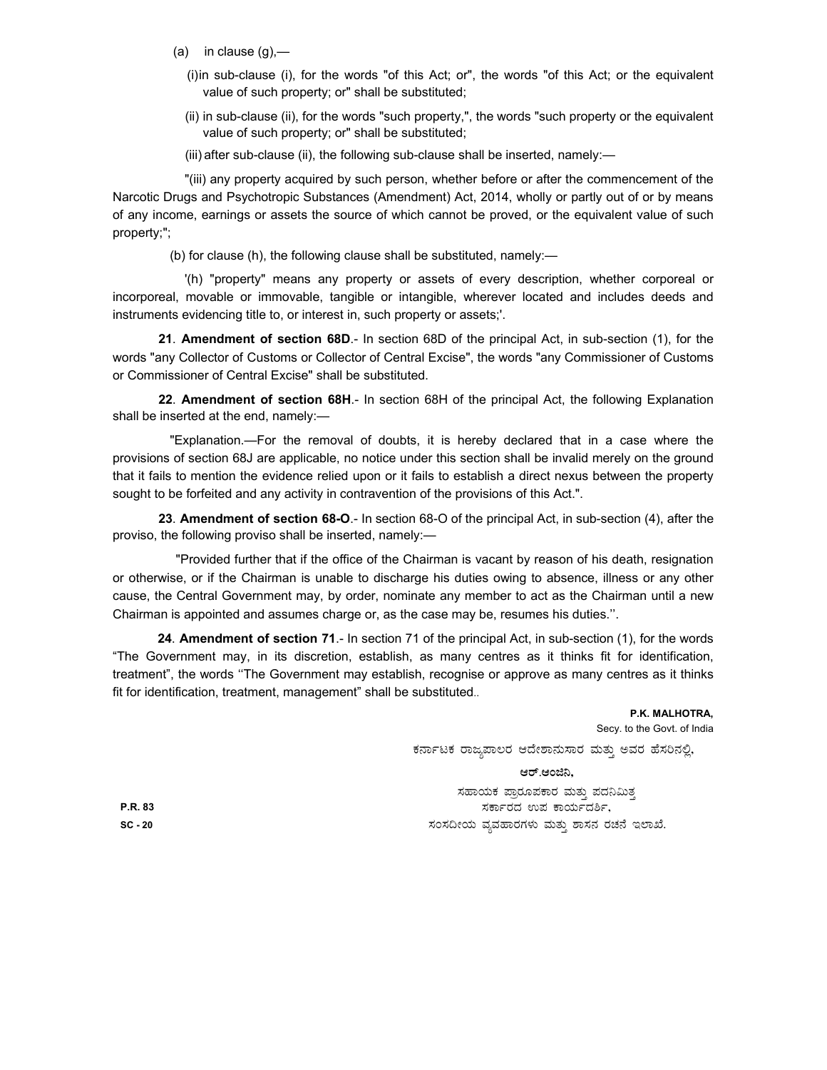(a) in clause (g),—

(i) in sub-clause (i), for the words "of this Act; or", the words "of this Act; or the equivalent value of such property; or" shall be substituted;

(ii) in sub-clause (ii), for the words "such property,", the words "such property or the equivalent value of such property; or" shall be substituted;

(iii) after sub-clause (ii), the following sub-clause shall be inserted, namely:—

"(iii) any property acquired by such person, whether before or after the commencement of the Narcotic Drugs and Psychotropic Substances (Amendment) Act, 2014, wholly or partly out of or by means of any income, earnings or assets the source of which cannot be proved, or the equivalent value of such property;";

(b) for clause (h), the following clause shall be substituted, namely:—

'(h) "property" means any property or assets of every description, whether corporeal or incorporeal, movable or immovable, tangible or intangible, wherever located and includes deeds and instruments evidencing title to, or interest in, such property or assets;'.

**21**. **Amendment of section 68D**.- In section 68D of the principal Act, in sub-section (1), for the words "any Collector of Customs or Collector of Central Excise", the words "any Commissioner of Customs or Commissioner of Central Excise" shall be substituted.

**22**. **Amendment of section 68H**.- In section 68H of the principal Act, the following Explanation shall be inserted at the end, namely:—

"Explanation.—For the removal of doubts, it is hereby declared that in a case where the provisions of section 68J are applicable, no notice under this section shall be invalid merely on the ground that it fails to mention the evidence relied upon or it fails to establish a direct nexus between the property sought to be forfeited and any activity in contravention of the provisions of this Act.".

**23**. **Amendment of section 68-O**.- In section 68-O of the principal Act, in sub-section (4), after the proviso, the following proviso shall be inserted, namely:—

"Provided further that if the office of the Chairman is vacant by reason of his death, resignation or otherwise, or if the Chairman is unable to discharge his duties owing to absence, illness or any other cause, the Central Government may, by order, nominate any member to act as the Chairman until a new Chairman is appointed and assumes charge or, as the case may be, resumes his duties.''.

**24**. **Amendment of section 71**.- In section 71 of the principal Act, in sub-section (1), for the words "The Government may, in its discretion, establish, as many centres as it thinks fit for identification, treatment", the words ''The Government may establish, recognise or approve as many centres as it thinks fit for identification, treatment, management" shall be substituted..

**P.K. MALHOTRA,**
Secy. to the Govt. of India

ಕರ್ನಾಟಕ ರಾಜ್ಯಪಾಲರ ಆದೇಶಾನುಸಾರ ಮತ್ತು ಅವರ ಹೆಸರಿನಲ್ಲಿ,

**ಆರ್.ಆಂಜಿನಿ,**

ಸಹಾಯಕ ಪ್ರಾರೂಪಕಾರ ಮತ್ತು ಪದನಿಮಿತ್ತ
ಸರ್ಕಾರದ ಉಪ ಕಾರ್ಯದರ್ಶಿ,
ಸಂಸದೀಯ ವ್ಯವಹಾರಗಳು ಮತ್ತು ಶಾಸನ ರಚನೆ ಇಲಾಖೆ.

**P.R. 83**
**SC - 20**